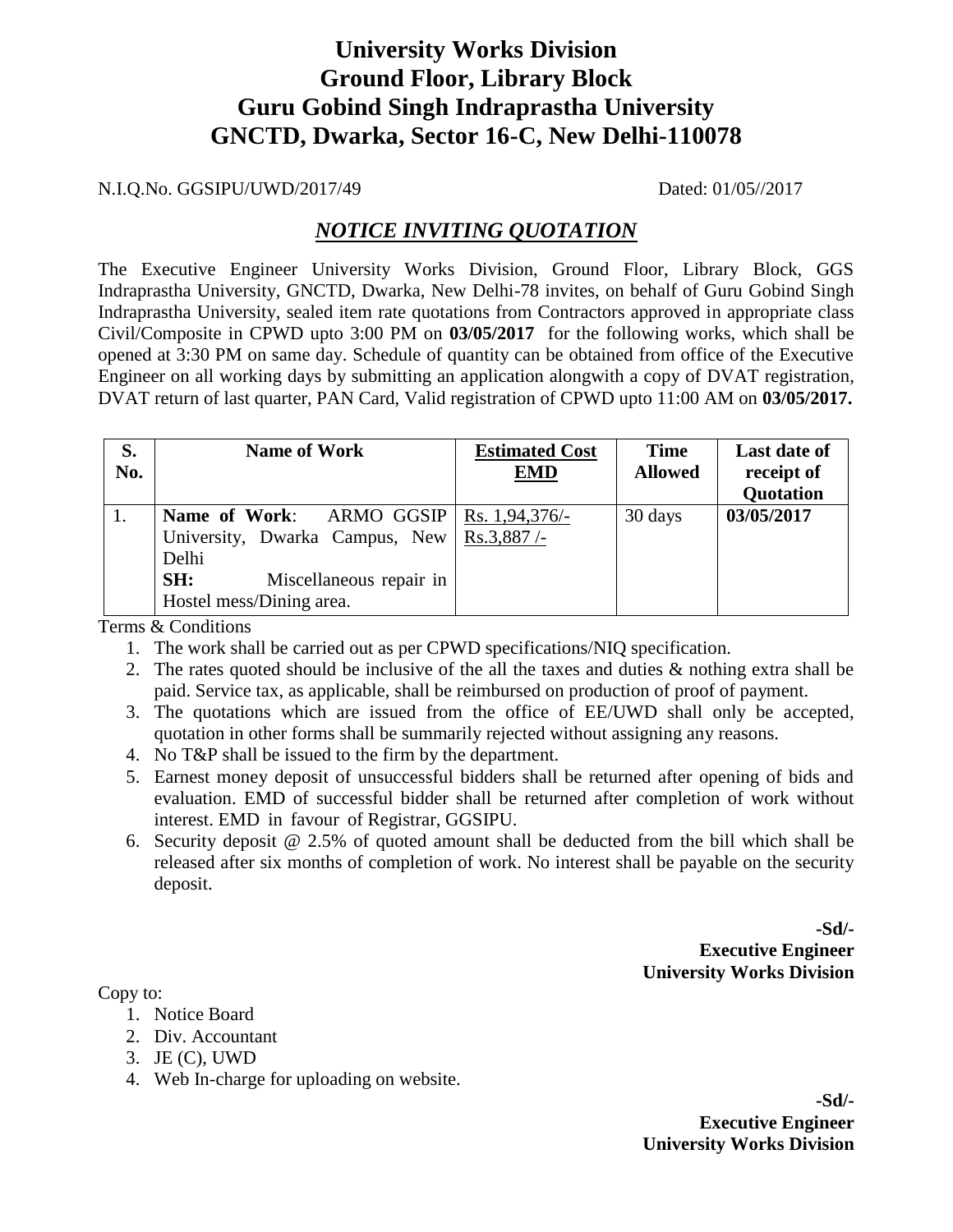# University Works Division
# Ground Floor, Library Block
# Guru Gobind Singh Indraprastha University
# GNCTD, Dwarka, Sector 16-C, New Delhi-110078

N.I.Q.No. GGSIPU/UWD/2017/49 Dated: 01/05//2017

## *NOTICE INVITING QUOTATION*

The Executive Engineer University Works Division, Ground Floor, Library Block, GGS Indraprastha University, GNCTD, Dwarka, New Delhi-78 invites, on behalf of Guru Gobind Singh Indraprastha University, sealed item rate quotations from Contractors approved in appropriate class Civil/Composite in CPWD upto 3:00 PM on **03/05/2017** for the following works, which shall be opened at 3:30 PM on same day. Schedule of quantity can be obtained from office of the Executive Engineer on all working days by submitting an application alongwith a copy of DVAT registration, DVAT return of last quarter, PAN Card, Valid registration of CPWD upto 11:00 AM on **03/05/2017.**

| S. No. | Name of Work | Estimated Cost EMD | Time Allowed | Last date of receipt of Quotation |
|---|---|---|---|---|
| 1. | **Name of Work**: ARMO GGSIP University, Dwarka Campus, New Delhi<br>**SH:** Miscellaneous repair in Hostel mess/Dining area. | Rs. 1,94,376/-<br>Rs.3,887 /- | 30 days | **03/05/2017** |

Terms & Conditions

1. The work shall be carried out as per CPWD specifications/NIQ specification.
2. The rates quoted should be inclusive of the all the taxes and duties & nothing extra shall be paid. Service tax, as applicable, shall be reimbursed on production of proof of payment.
3. The quotations which are issued from the office of EE/UWD shall only be accepted, quotation in other forms shall be summarily rejected without assigning any reasons.
4. No T&P shall be issued to the firm by the department.
5. Earnest money deposit of unsuccessful bidders shall be returned after opening of bids and evaluation. EMD of successful bidder shall be returned after completion of work without interest. EMD in favour of Registrar, GGSIPU.
6. Security deposit @ 2.5% of quoted amount shall be deducted from the bill which shall be released after six months of completion of work. No interest shall be payable on the security deposit.

**-Sd/-**
**Executive Engineer**
**University Works Division**

Copy to:

1. Notice Board
2. Div. Accountant
3. JE (C), UWD
4. Web In-charge for uploading on website.

**-Sd/-**
**Executive Engineer**
**University Works Division**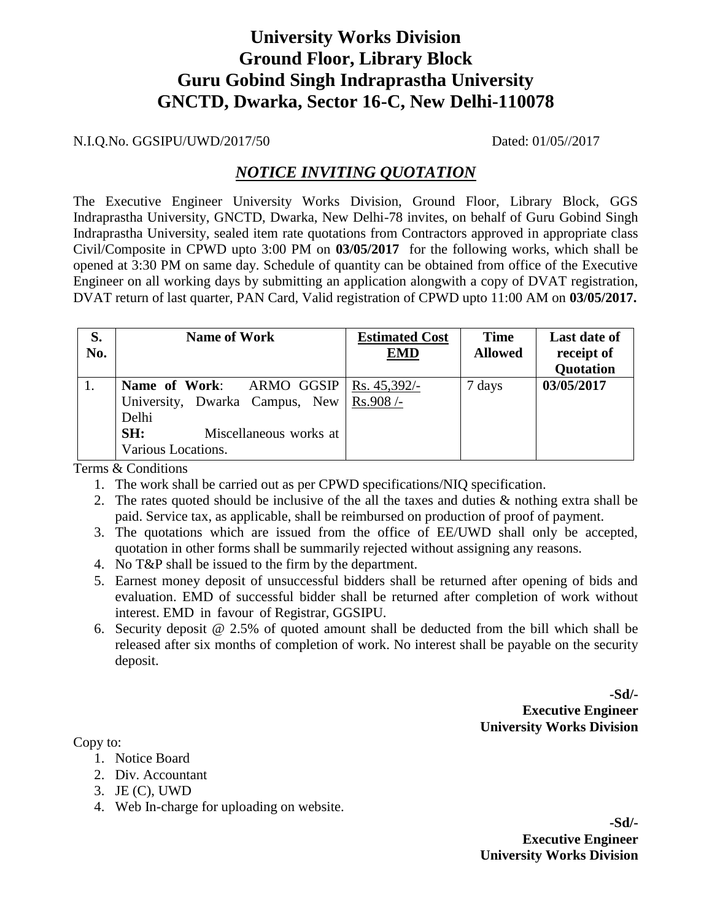# University Works Division
# Ground Floor, Library Block
# Guru Gobind Singh Indraprastha University
# GNCTD, Dwarka, Sector 16-C, New Delhi-110078

N.I.Q.No. GGSIPU/UWD/2017/50 Dated: 01/05//2017

## *NOTICE INVITING QUOTATION*

The Executive Engineer University Works Division, Ground Floor, Library Block, GGS Indraprastha University, GNCTD, Dwarka, New Delhi-78 invites, on behalf of Guru Gobind Singh Indraprastha University, sealed item rate quotations from Contractors approved in appropriate class Civil/Composite in CPWD upto 3:00 PM on **03/05/2017** for the following works, which shall be opened at 3:30 PM on same day. Schedule of quantity can be obtained from office of the Executive Engineer on all working days by submitting an application alongwith a copy of DVAT registration, DVAT return of last quarter, PAN Card, Valid registration of CPWD upto 11:00 AM on **03/05/2017.**

| S. No. | Name of Work | Estimated Cost EMD | Time Allowed | Last date of receipt of Quotation |
|---|---|---|---|---|
| 1. | **Name of Work**: ARMO GGSIP University, Dwarka Campus, New Delhi<br>**SH:** Miscellaneous works at Various Locations. | Rs. 45,392/-<br>Rs.908 /- | 7 days | **03/05/2017** |

Terms & Conditions

1. The work shall be carried out as per CPWD specifications/NIQ specification.
2. The rates quoted should be inclusive of the all the taxes and duties & nothing extra shall be paid. Service tax, as applicable, shall be reimbursed on production of proof of payment.
3. The quotations which are issued from the office of EE/UWD shall only be accepted, quotation in other forms shall be summarily rejected without assigning any reasons.
4. No T&P shall be issued to the firm by the department.
5. Earnest money deposit of unsuccessful bidders shall be returned after opening of bids and evaluation. EMD of successful bidder shall be returned after completion of work without interest. EMD in favour of Registrar, GGSIPU.
6. Security deposit @ 2.5% of quoted amount shall be deducted from the bill which shall be released after six months of completion of work. No interest shall be payable on the security deposit.

**-Sd/-**
**Executive Engineer**
**University Works Division**

Copy to:

1. Notice Board
2. Div. Accountant
3. JE (C), UWD
4. Web In-charge for uploading on website.

**-Sd/-**
**Executive Engineer**
**University Works Division**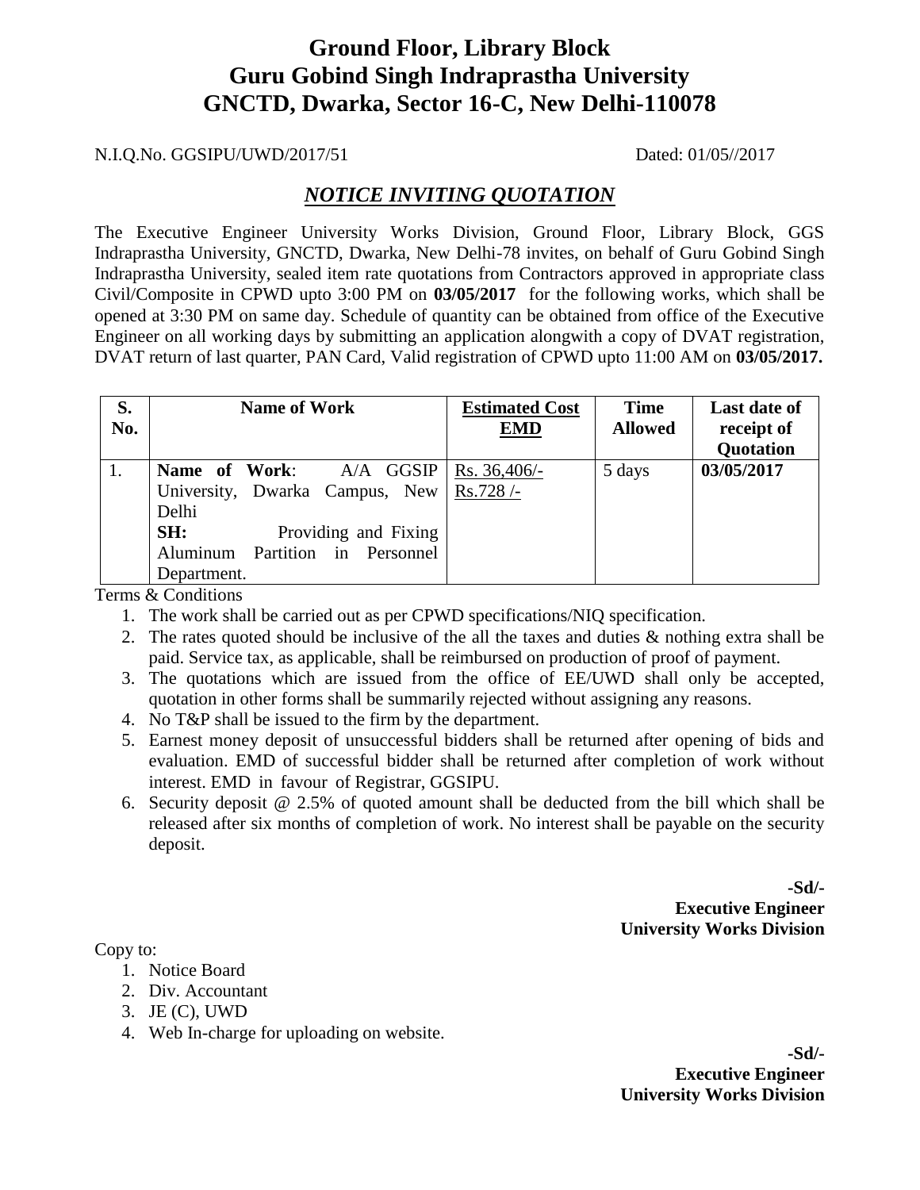# Ground Floor, Library Block
# Guru Gobind Singh Indraprastha University
# GNCTD, Dwarka, Sector 16-C, New Delhi-110078

N.I.Q.No. GGSIPU/UWD/2017/51 Dated: 01/05//2017

## *NOTICE INVITING QUOTATION*

The Executive Engineer University Works Division, Ground Floor, Library Block, GGS Indraprastha University, GNCTD, Dwarka, New Delhi-78 invites, on behalf of Guru Gobind Singh Indraprastha University, sealed item rate quotations from Contractors approved in appropriate class Civil/Composite in CPWD upto 3:00 PM on **03/05/2017** for the following works, which shall be opened at 3:30 PM on same day. Schedule of quantity can be obtained from office of the Executive Engineer on all working days by submitting an application alongwith a copy of DVAT registration, DVAT return of last quarter, PAN Card, Valid registration of CPWD upto 11:00 AM on **03/05/2017.**

| S. No. | Name of Work | Estimated Cost EMD | Time Allowed | Last date of receipt of Quotation |
|---|---|---|---|---|
| 1. | **Name of Work**: A/A GGSIP University, Dwarka Campus, New Delhi<br>**SH:** Providing and Fixing Aluminum Partition in Personnel Department. | Rs. 36,406/-<br>Rs.728 /- | 5 days | **03/05/2017** |

Terms & Conditions

1. The work shall be carried out as per CPWD specifications/NIQ specification.
2. The rates quoted should be inclusive of the all the taxes and duties & nothing extra shall be paid. Service tax, as applicable, shall be reimbursed on production of proof of payment.
3. The quotations which are issued from the office of EE/UWD shall only be accepted, quotation in other forms shall be summarily rejected without assigning any reasons.
4. No T&P shall be issued to the firm by the department.
5. Earnest money deposit of unsuccessful bidders shall be returned after opening of bids and evaluation. EMD of successful bidder shall be returned after completion of work without interest. EMD in favour of Registrar, GGSIPU.
6. Security deposit @ 2.5% of quoted amount shall be deducted from the bill which shall be released after six months of completion of work. No interest shall be payable on the security deposit.

**-Sd/-**
**Executive Engineer**
**University Works Division**

Copy to:

1. Notice Board
2. Div. Accountant
3. JE (C), UWD
4. Web In-charge for uploading on website.

**-Sd/-**
**Executive Engineer**
**University Works Division**